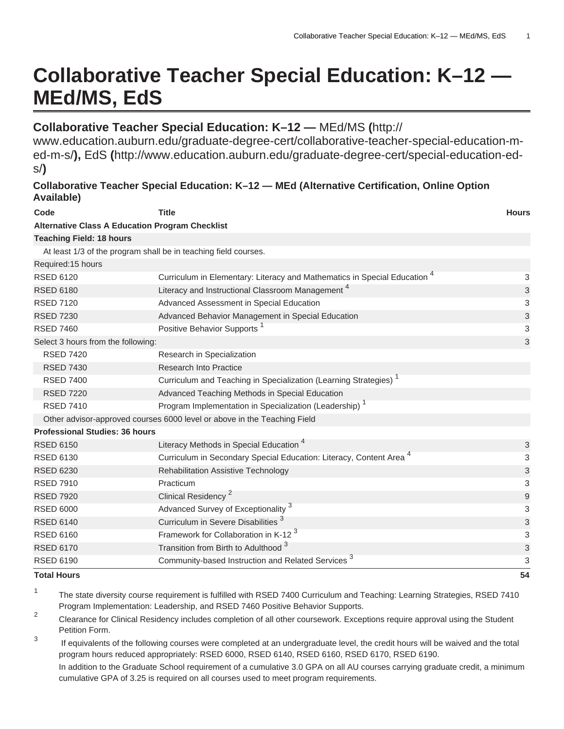# Collaborative Teacher Special Education: K–12 — MEd/MS, EdS

## Collaborative Teacher Special Education: K–12 — MEd/MS (http://www.education.auburn.edu/graduate-degree-cert/collaborative-teacher-special-education-m-ed-m-s/), EdS (http://www.education.auburn.edu/graduate-degree-cert/special-education-ed-s/)

### Collaborative Teacher Special Education: K–12 — MEd (Alternative Certification, Online Option Available)

| Code | Title | Hours |
|---|---|---|
| **Alternative Class A Education Program Checklist** | | |
| **Teaching Field: 18 hours** | | |
| At least 1/3 of the program shall be in teaching field courses. | | |
| Required:15 hours | | |
| RSED 6120 | Curriculum in Elementary: Literacy and Mathematics in Special Education [4] | 3 |
| RSED 6180 | Literacy and Instructional Classroom Management [4] | 3 |
| RSED 7120 | Advanced Assessment in Special Education | 3 |
| RSED 7230 | Advanced Behavior Management in Special Education | 3 |
| RSED 7460 | Positive Behavior Supports [1] | 3 |
| Select 3 hours from the following: | | 3 |
| RSED 7420 | Research in Specialization | |
| RSED 7430 | Research Into Practice | |
| RSED 7400 | Curriculum and Teaching in Specialization (Learning Strategies) [1] | |
| RSED 7220 | Advanced Teaching Methods in Special Education | |
| RSED 7410 | Program Implementation in Specialization (Leadership) [1] | |
| Other advisor-approved courses 6000 level or above in the Teaching Field | | |
| **Professional Studies: 36 hours** | | |
| RSED 6150 | Literacy Methods in Special Education [4] | 3 |
| RSED 6130 | Curriculum in Secondary Special Education: Literacy, Content Area [4] | 3 |
| RSED 6230 | Rehabilitation Assistive Technology | 3 |
| RSED 7910 | Practicum | 3 |
| RSED 7920 | Clinical Residency [2] | 9 |
| RSED 6000 | Advanced Survey of Exceptionality [3] | 3 |
| RSED 6140 | Curriculum in Severe Disabilities [3] | 3 |
| RSED 6160 | Framework for Collaboration in K-12 [3] | 3 |
| RSED 6170 | Transition from Birth to Adulthood [3] | 3 |
| RSED 6190 | Community-based Instruction and Related Services [3] | 3 |
| **Total Hours** | | **54** |

1. The state diversity course requirement is fulfilled with RSED 7400 Curriculum and Teaching: Learning Strategies, RSED 7410 Program Implementation: Leadership, and RSED 7460 Positive Behavior Supports.
2. Clearance for Clinical Residency includes completion of all other coursework. Exceptions require approval using the Student Petition Form.
3. If equivalents of the following courses were completed at an undergraduate level, the credit hours will be waived and the total program hours reduced appropriately: RSED 6000, RSED 6140, RSED 6160, RSED 6170, RSED 6190.

   In addition to the Graduate School requirement of a cumulative 3.0 GPA on all AU courses carrying graduate credit, a minimum cumulative GPA of 3.25 is required on all courses used to meet program requirements.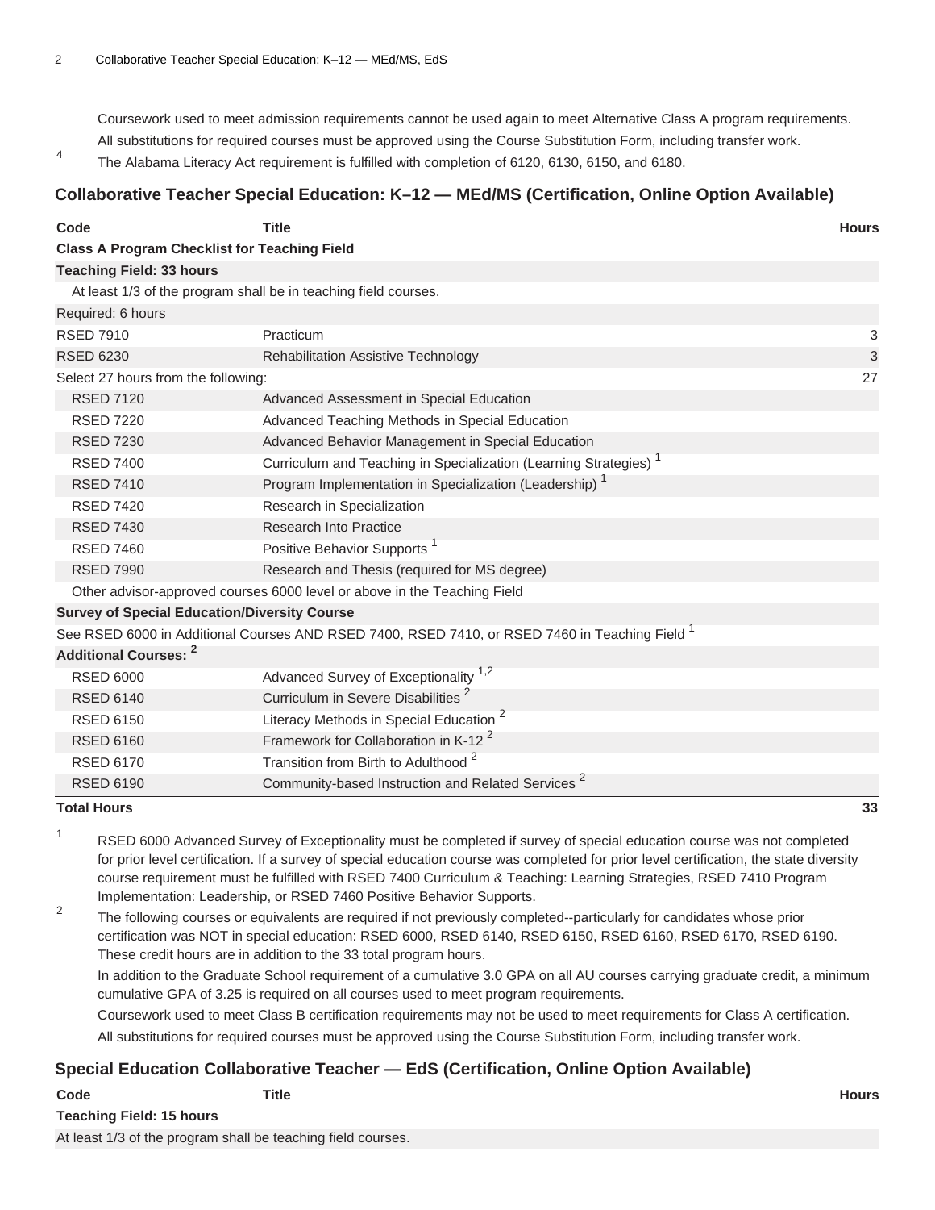Coursework used to meet admission requirements cannot be used again to meet Alternative Class A program requirements.

All substitutions for required courses must be approved using the Course Substitution Form, including transfer work.

4 The Alabama Literacy Act requirement is fulfilled with completion of 6120, 6130, 6150, and 6180.

## Collaborative Teacher Special Education: K–12 — MEd/MS (Certification, Online Option Available)

| Code | Title | Hours |
|---|---|---|
| **Class A Program Checklist for Teaching Field** | | |
| **Teaching Field: 33 hours** | | |
| At least 1/3 of the program shall be in teaching field courses. | | |
| Required: 6 hours | | |
| RSED 7910 | Practicum | 3 |
| RSED 6230 | Rehabilitation Assistive Technology | 3 |
| Select 27 hours from the following: | | 27 |
| RSED 7120 | Advanced Assessment in Special Education | |
| RSED 7220 | Advanced Teaching Methods in Special Education | |
| RSED 7230 | Advanced Behavior Management in Special Education | |
| RSED 7400 | Curriculum and Teaching in Specialization (Learning Strategies) [1] | |
| RSED 7410 | Program Implementation in Specialization (Leadership) [1] | |
| RSED 7420 | Research in Specialization | |
| RSED 7430 | Research Into Practice | |
| RSED 7460 | Positive Behavior Supports [1] | |
| RSED 7990 | Research and Thesis (required for MS degree) | |
| Other advisor-approved courses 6000 level or above in the Teaching Field | | |
| **Survey of Special Education/Diversity Course** | | |
| See RSED 6000 in Additional Courses AND RSED 7400, RSED 7410, or RSED 7460 in Teaching Field [1] | | |
| **Additional Courses: [2]** | | |
| RSED 6000 | Advanced Survey of Exceptionality [1,2] | |
| RSED 6140 | Curriculum in Severe Disabilities [2] | |
| RSED 6150 | Literacy Methods in Special Education [2] | |
| RSED 6160 | Framework for Collaboration in K-12 [2] | |
| RSED 6170 | Transition from Birth to Adulthood [2] | |
| RSED 6190 | Community-based Instruction and Related Services [2] | |
| **Total Hours** | | **33** |

1 RSED 6000 Advanced Survey of Exceptionality must be completed if survey of special education course was not completed for prior level certification. If a survey of special education course was completed for prior level certification, the state diversity course requirement must be fulfilled with RSED 7400 Curriculum & Teaching: Learning Strategies, RSED 7410 Program Implementation: Leadership, or RSED 7460 Positive Behavior Supports.

2 The following courses or equivalents are required if not previously completed--particularly for candidates whose prior certification was NOT in special education: RSED 6000, RSED 6140, RSED 6150, RSED 6160, RSED 6170, RSED 6190. These credit hours are in addition to the 33 total program hours.

In addition to the Graduate School requirement of a cumulative 3.0 GPA on all AU courses carrying graduate credit, a minimum cumulative GPA of 3.25 is required on all courses used to meet program requirements.

Coursework used to meet Class B certification requirements may not be used to meet requirements for Class A certification.

All substitutions for required courses must be approved using the Course Substitution Form, including transfer work.

## Special Education Collaborative Teacher — EdS (Certification, Online Option Available)

| Code | Title | Hours |
|---|---|---|
| **Teaching Field: 15 hours** | | |
| At least 1/3 of the program shall be teaching field courses. | | |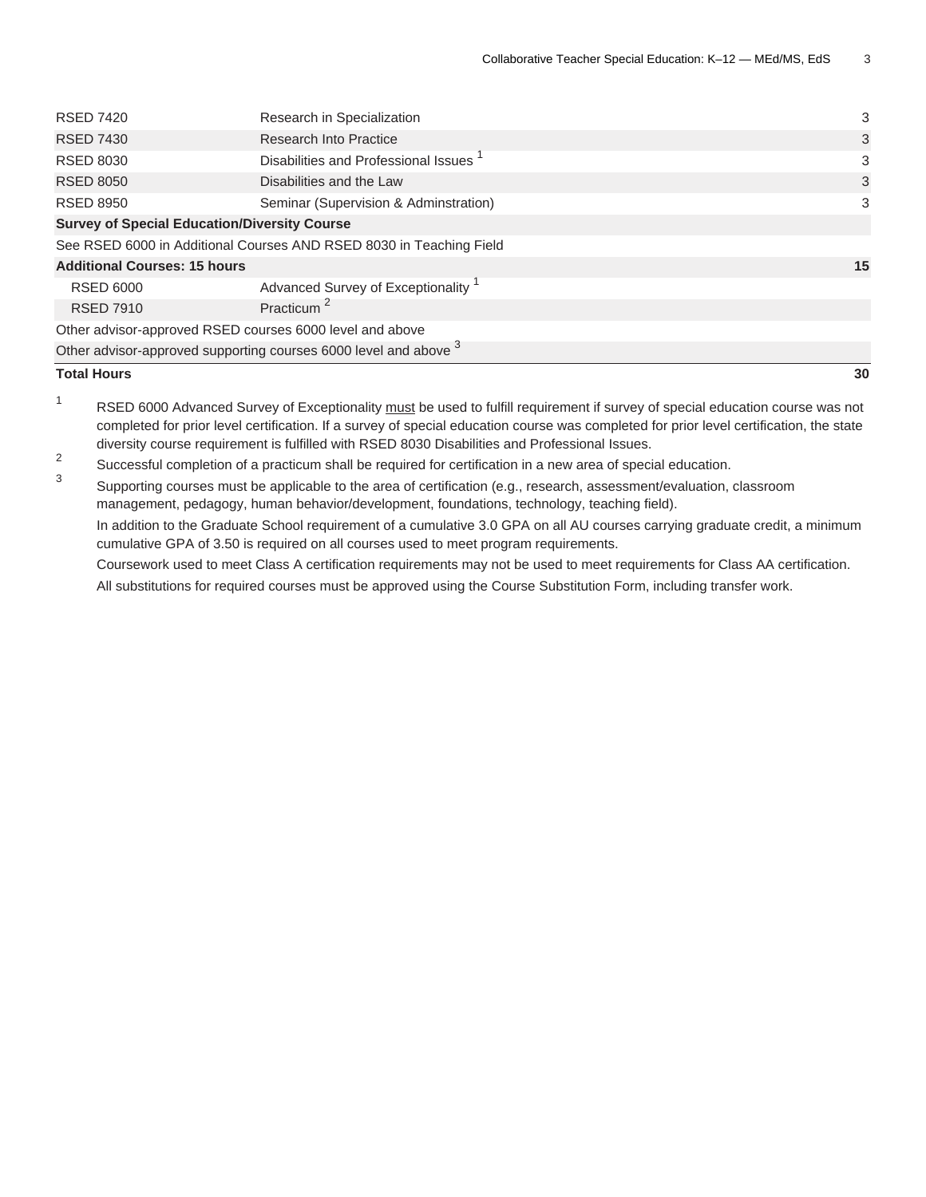| | | |
|---|---|---|
| RSED 7420 | Research in Specialization | 3 |
| RSED 7430 | Research Into Practice | 3 |
| RSED 8030 | Disabilities and Professional Issues [1] | 3 |
| RSED 8050 | Disabilities and the Law | 3 |
| RSED 8950 | Seminar (Supervision & Adminstration) | 3 |
| **Survey of Special Education/Diversity Course** | | |
| See RSED 6000 in Additional Courses AND RSED 8030 in Teaching Field | | |
| **Additional Courses: 15 hours** | | **15** |
| RSED 6000 | Advanced Survey of Exceptionality [1] | |
| RSED 7910 | Practicum [2] | |
| Other advisor-approved RSED courses 6000 level and above | | |
| Other advisor-approved supporting courses 6000 level and above [3] | | |
| **Total Hours** | | **30** |

1. RSED 6000 Advanced Survey of Exceptionality must be used to fulfill requirement if survey of special education course was not completed for prior level certification. If a survey of special education course was completed for prior level certification, the state diversity course requirement is fulfilled with RSED 8030 Disabilities and Professional Issues.
2. Successful completion of a practicum shall be required for certification in a new area of special education.
3. Supporting courses must be applicable to the area of certification (e.g., research, assessment/evaluation, classroom management, pedagogy, human behavior/development, foundations, technology, teaching field).

In addition to the Graduate School requirement of a cumulative 3.0 GPA on all AU courses carrying graduate credit, a minimum cumulative GPA of 3.50 is required on all courses used to meet program requirements.

Coursework used to meet Class A certification requirements may not be used to meet requirements for Class AA certification.

All substitutions for required courses must be approved using the Course Substitution Form, including transfer work.